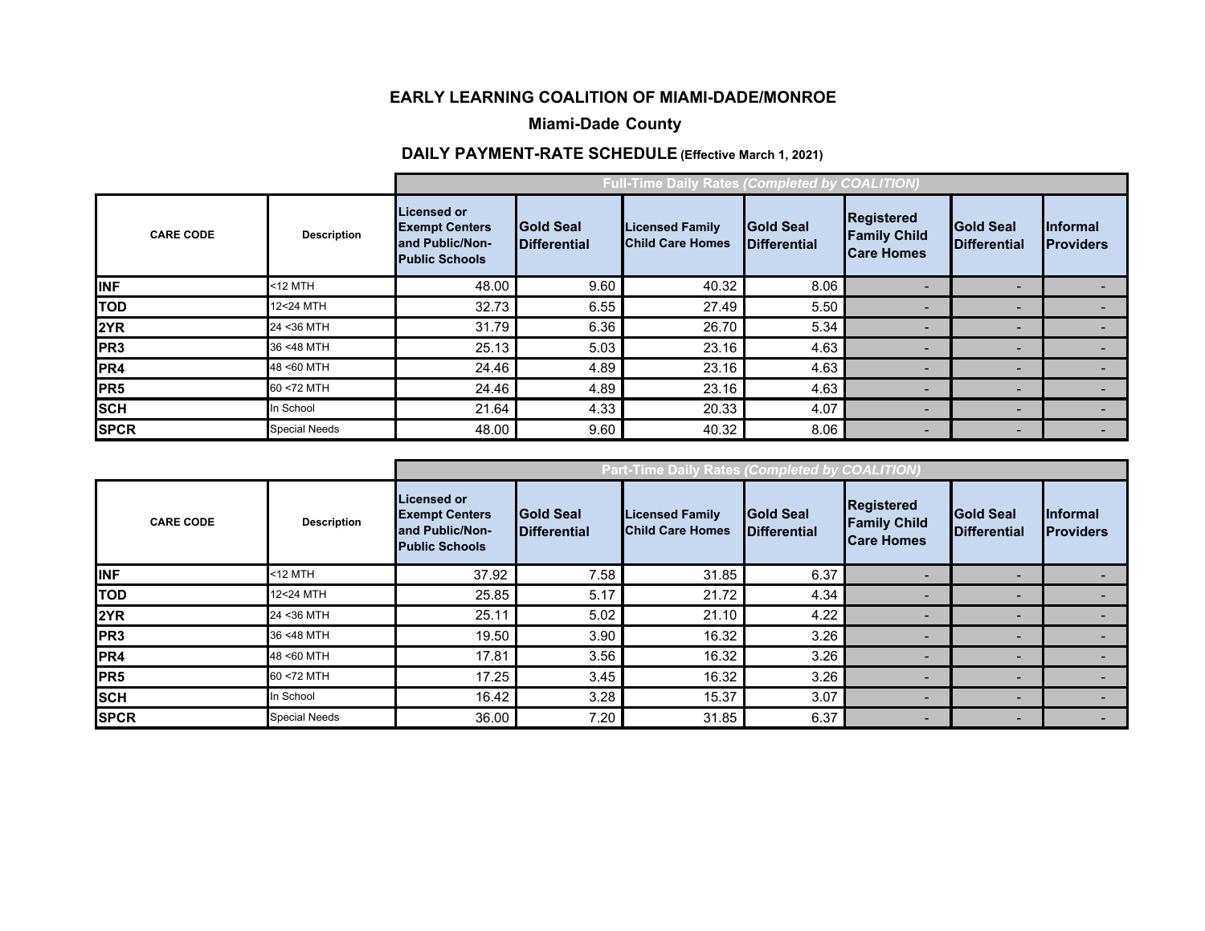## EARLY LEARNING COALITION OF MIAMI-DADE/MONROE

### Miami-Dade County

### DAILY PAYMENT-RATE SCHEDULE (Effective March 1, 2021)

| | | Full-Time Daily Rates *(Completed by COALITION)* | | | | | | |
|---|---|---|---|---|---|---|---|---|
| **CARE CODE** | **Description** | **Licensed or Exempt Centers and Public/Non-Public Schools** | **Gold Seal Differential** | **Licensed Family Child Care Homes** | **Gold Seal Differential** | **Registered Family Child Care Homes** | **Gold Seal Differential** | **Informal Providers** |
| **INF** | <12 MTH | 48.00 | 9.60 | 40.32 | 8.06 | - | - | - |
| **TOD** | 12<24 MTH | 32.73 | 6.55 | 27.49 | 5.50 | - | - | - |
| **2YR** | 24 <36 MTH | 31.79 | 6.36 | 26.70 | 5.34 | - | - | - |
| **PR3** | 36 <48 MTH | 25.13 | 5.03 | 23.16 | 4.63 | - | - | - |
| **PR4** | 48 <60 MTH | 24.46 | 4.89 | 23.16 | 4.63 | - | - | - |
| **PR5** | 60 <72 MTH | 24.46 | 4.89 | 23.16 | 4.63 | - | - | - |
| **SCH** | In School | 21.64 | 4.33 | 20.33 | 4.07 | - | - | - |
| **SPCR** | Special Needs | 48.00 | 9.60 | 40.32 | 8.06 | - | - | - |

| | | Part-Time Daily Rates *(Completed by COALITION)* | | | | | | |
|---|---|---|---|---|---|---|---|---|
| **CARE CODE** | **Description** | **Licensed or Exempt Centers and Public/Non-Public Schools** | **Gold Seal Differential** | **Licensed Family Child Care Homes** | **Gold Seal Differential** | **Registered Family Child Care Homes** | **Gold Seal Differential** | **Informal Providers** |
| **INF** | <12 MTH | 37.92 | 7.58 | 31.85 | 6.37 | - | - | - |
| **TOD** | 12<24 MTH | 25.85 | 5.17 | 21.72 | 4.34 | - | - | - |
| **2YR** | 24 <36 MTH | 25.11 | 5.02 | 21.10 | 4.22 | - | - | - |
| **PR3** | 36 <48 MTH | 19.50 | 3.90 | 16.32 | 3.26 | - | - | - |
| **PR4** | 48 <60 MTH | 17.81 | 3.56 | 16.32 | 3.26 | - | - | - |
| **PR5** | 60 <72 MTH | 17.25 | 3.45 | 16.32 | 3.26 | - | - | - |
| **SCH** | In School | 16.42 | 3.28 | 15.37 | 3.07 | - | - | - |
| **SPCR** | Special Needs | 36.00 | 7.20 | 31.85 | 6.37 | - | - | - |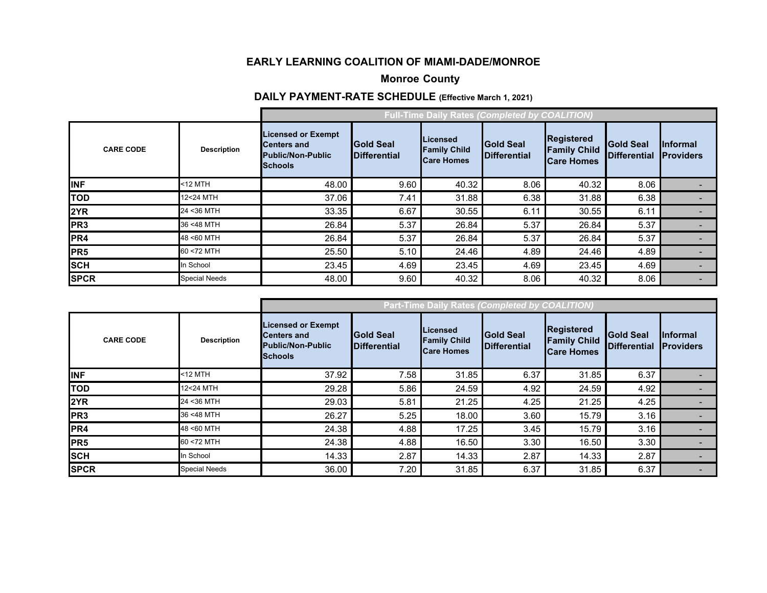# EARLY LEARNING COALITION OF MIAMI-DADE/MONROE

## Monroe County

## DAILY PAYMENT-RATE SCHEDULE (Effective March 1, 2021)

| | | Full-Time Daily Rates *(Completed by COALITION)* | | | | | | |
|---|---|---|---|---|---|---|---|---|
| CARE CODE | Description | Licensed or Exempt Centers and Public/Non-Public Schools | Gold Seal Differential | Licensed Family Child Care Homes | Gold Seal Differential | Registered Family Child Care Homes | Gold Seal Differential | Informal Providers |
| INF | <12 MTH | 48.00 | 9.60 | 40.32 | 8.06 | 40.32 | 8.06 | - |
| TOD | 12<24 MTH | 37.06 | 7.41 | 31.88 | 6.38 | 31.88 | 6.38 | - |
| 2YR | 24 <36 MTH | 33.35 | 6.67 | 30.55 | 6.11 | 30.55 | 6.11 | - |
| PR3 | 36 <48 MTH | 26.84 | 5.37 | 26.84 | 5.37 | 26.84 | 5.37 | - |
| PR4 | 48 <60 MTH | 26.84 | 5.37 | 26.84 | 5.37 | 26.84 | 5.37 | - |
| PR5 | 60 <72 MTH | 25.50 | 5.10 | 24.46 | 4.89 | 24.46 | 4.89 | - |
| SCH | In School | 23.45 | 4.69 | 23.45 | 4.69 | 23.45 | 4.69 | - |
| SPCR | Special Needs | 48.00 | 9.60 | 40.32 | 8.06 | 40.32 | 8.06 | - |

| | | Part-Time Daily Rates *(Completed by COALITION)* | | | | | | |
|---|---|---|---|---|---|---|---|---|
| CARE CODE | Description | Licensed or Exempt Centers and Public/Non-Public Schools | Gold Seal Differential | Licensed Family Child Care Homes | Gold Seal Differential | Registered Family Child Care Homes | Gold Seal Differential | Informal Providers |
| INF | <12 MTH | 37.92 | 7.58 | 31.85 | 6.37 | 31.85 | 6.37 | - |
| TOD | 12<24 MTH | 29.28 | 5.86 | 24.59 | 4.92 | 24.59 | 4.92 | - |
| 2YR | 24 <36 MTH | 29.03 | 5.81 | 21.25 | 4.25 | 21.25 | 4.25 | - |
| PR3 | 36 <48 MTH | 26.27 | 5.25 | 18.00 | 3.60 | 15.79 | 3.16 | - |
| PR4 | 48 <60 MTH | 24.38 | 4.88 | 17.25 | 3.45 | 15.79 | 3.16 | - |
| PR5 | 60 <72 MTH | 24.38 | 4.88 | 16.50 | 3.30 | 16.50 | 3.30 | - |
| SCH | In School | 14.33 | 2.87 | 14.33 | 2.87 | 14.33 | 2.87 | - |
| SPCR | Special Needs | 36.00 | 7.20 | 31.85 | 6.37 | 31.85 | 6.37 | - |